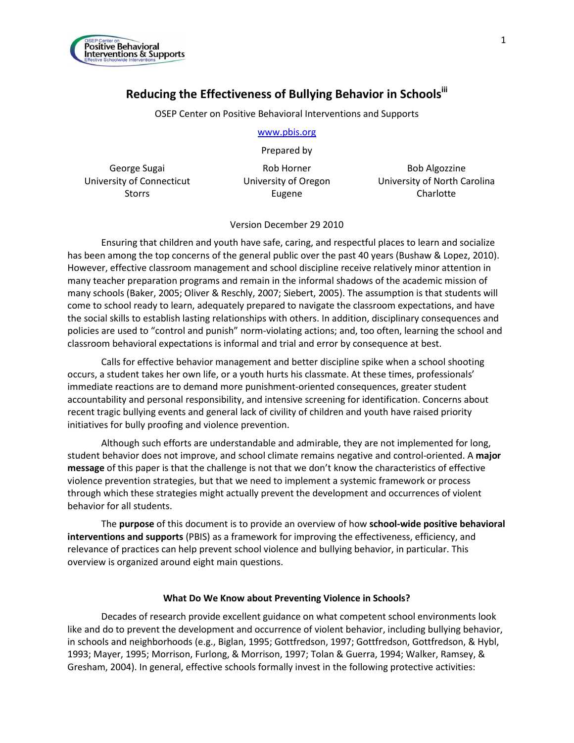# Reducing the Effectiveness of Bullying Behavior in Schools[iii]

OSEP Center on Positive Behavioral Interventions and Supports

www.pbis.org

Prepared by

George Sugai
University of Connecticut
Storrs

Rob Horner
University of Oregon
Eugene

Bob Algozzine
University of North Carolina
Charlotte

Version December 29 2010

Ensuring that children and youth have safe, caring, and respectful places to learn and socialize has been among the top concerns of the general public over the past 40 years (Bushaw & Lopez, 2010). However, effective classroom management and school discipline receive relatively minor attention in many teacher preparation programs and remain in the informal shadows of the academic mission of many schools (Baker, 2005; Oliver & Reschly, 2007; Siebert, 2005). The assumption is that students will come to school ready to learn, adequately prepared to navigate the classroom expectations, and have the social skills to establish lasting relationships with others. In addition, disciplinary consequences and policies are used to "control and punish" norm-violating actions; and, too often, learning the school and classroom behavioral expectations is informal and trial and error by consequence at best.

Calls for effective behavior management and better discipline spike when a school shooting occurs, a student takes her own life, or a youth hurts his classmate. At these times, professionals' immediate reactions are to demand more punishment-oriented consequences, greater student accountability and personal responsibility, and intensive screening for identification. Concerns about recent tragic bullying events and general lack of civility of children and youth have raised priority initiatives for bully proofing and violence prevention.

Although such efforts are understandable and admirable, they are not implemented for long, student behavior does not improve, and school climate remains negative and control-oriented. A **major message** of this paper is that the challenge is not that we don't know the characteristics of effective violence prevention strategies, but that we need to implement a systemic framework or process through which these strategies might actually prevent the development and occurrences of violent behavior for all students.

The **purpose** of this document is to provide an overview of how **school-wide positive behavioral interventions and supports** (PBIS) as a framework for improving the effectiveness, efficiency, and relevance of practices can help prevent school violence and bullying behavior, in particular. This overview is organized around eight main questions.

### What Do We Know about Preventing Violence in Schools?

Decades of research provide excellent guidance on what competent school environments look like and do to prevent the development and occurrence of violent behavior, including bullying behavior, in schools and neighborhoods (e.g., Biglan, 1995; Gottfredson, 1997; Gottfredson, Gottfredson, & Hybl, 1993; Mayer, 1995; Morrison, Furlong, & Morrison, 1997; Tolan & Guerra, 1994; Walker, Ramsey, & Gresham, 2004). In general, effective schools formally invest in the following protective activities: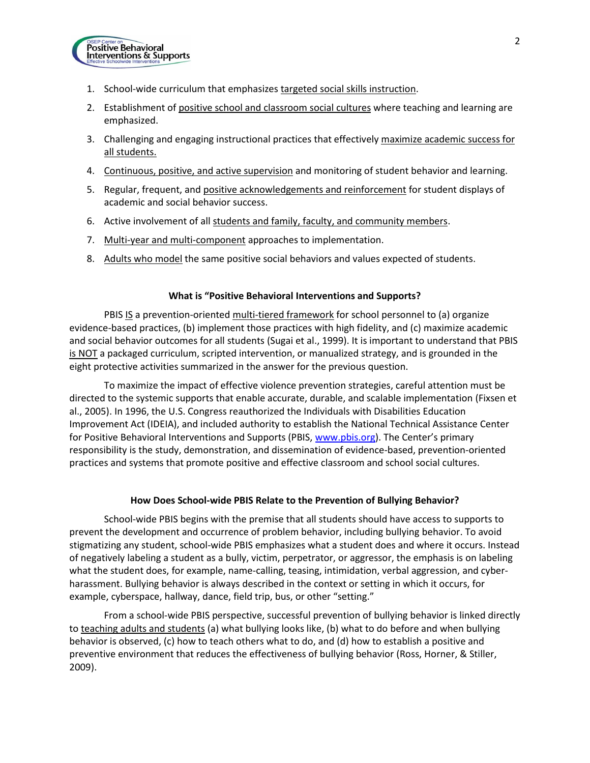1. School-wide curriculum that emphasizes targeted social skills instruction.
2. Establishment of positive school and classroom social cultures where teaching and learning are emphasized.
3. Challenging and engaging instructional practices that effectively maximize academic success for all students.
4. Continuous, positive, and active supervision and monitoring of student behavior and learning.
5. Regular, frequent, and positive acknowledgements and reinforcement for student displays of academic and social behavior success.
6. Active involvement of all students and family, faculty, and community members.
7. Multi-year and multi-component approaches to implementation.
8. Adults who model the same positive social behaviors and values expected of students.

### What is "Positive Behavioral Interventions and Supports?

PBIS IS a prevention-oriented multi-tiered framework for school personnel to (a) organize evidence-based practices, (b) implement those practices with high fidelity, and (c) maximize academic and social behavior outcomes for all students (Sugai et al., 1999). It is important to understand that PBIS is NOT a packaged curriculum, scripted intervention, or manualized strategy, and is grounded in the eight protective activities summarized in the answer for the previous question.

To maximize the impact of effective violence prevention strategies, careful attention must be directed to the systemic supports that enable accurate, durable, and scalable implementation (Fixsen et al., 2005). In 1996, the U.S. Congress reauthorized the Individuals with Disabilities Education Improvement Act (IDEIA), and included authority to establish the National Technical Assistance Center for Positive Behavioral Interventions and Supports (PBIS, www.pbis.org). The Center's primary responsibility is the study, demonstration, and dissemination of evidence-based, prevention-oriented practices and systems that promote positive and effective classroom and school social cultures.

### How Does School-wide PBIS Relate to the Prevention of Bullying Behavior?

School-wide PBIS begins with the premise that all students should have access to supports to prevent the development and occurrence of problem behavior, including bullying behavior. To avoid stigmatizing any student, school-wide PBIS emphasizes what a student does and where it occurs. Instead of negatively labeling a student as a bully, victim, perpetrator, or aggressor, the emphasis is on labeling what the student does, for example, name-calling, teasing, intimidation, verbal aggression, and cyber-harassment. Bullying behavior is always described in the context or setting in which it occurs, for example, cyberspace, hallway, dance, field trip, bus, or other "setting."

From a school-wide PBIS perspective, successful prevention of bullying behavior is linked directly to teaching adults and students (a) what bullying looks like, (b) what to do before and when bullying behavior is observed, (c) how to teach others what to do, and (d) how to establish a positive and preventive environment that reduces the effectiveness of bullying behavior (Ross, Horner, & Stiller, 2009).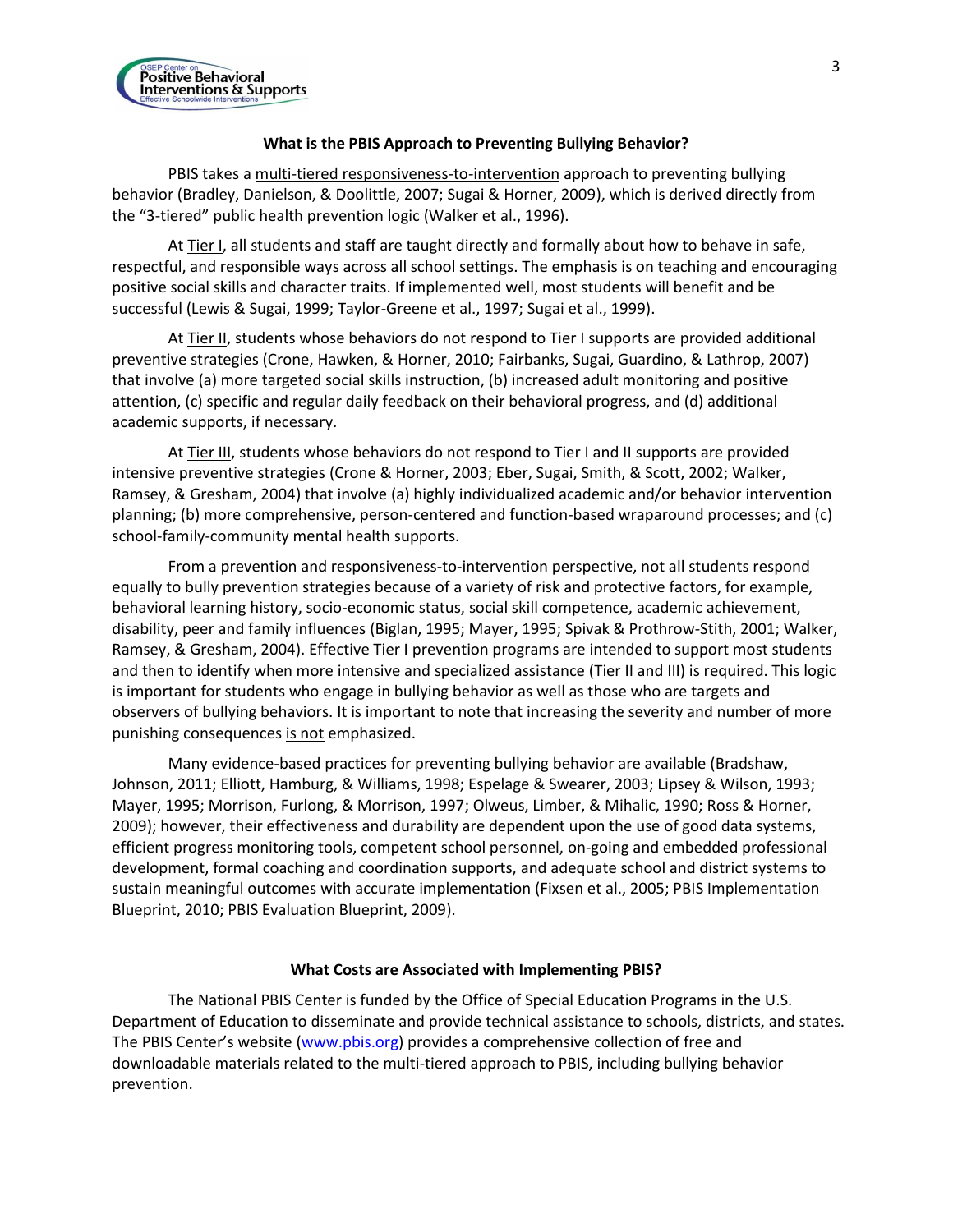### What is the PBIS Approach to Preventing Bullying Behavior?

PBIS takes a multi-tiered responsiveness-to-intervention approach to preventing bullying behavior (Bradley, Danielson, & Doolittle, 2007; Sugai & Horner, 2009), which is derived directly from the "3-tiered" public health prevention logic (Walker et al., 1996).

At Tier I, all students and staff are taught directly and formally about how to behave in safe, respectful, and responsible ways across all school settings. The emphasis is on teaching and encouraging positive social skills and character traits. If implemented well, most students will benefit and be successful (Lewis & Sugai, 1999; Taylor-Greene et al., 1997; Sugai et al., 1999).

At Tier II, students whose behaviors do not respond to Tier I supports are provided additional preventive strategies (Crone, Hawken, & Horner, 2010; Fairbanks, Sugai, Guardino, & Lathrop, 2007) that involve (a) more targeted social skills instruction, (b) increased adult monitoring and positive attention, (c) specific and regular daily feedback on their behavioral progress, and (d) additional academic supports, if necessary.

At Tier III, students whose behaviors do not respond to Tier I and II supports are provided intensive preventive strategies (Crone & Horner, 2003; Eber, Sugai, Smith, & Scott, 2002; Walker, Ramsey, & Gresham, 2004) that involve (a) highly individualized academic and/or behavior intervention planning; (b) more comprehensive, person-centered and function-based wraparound processes; and (c) school-family-community mental health supports.

From a prevention and responsiveness-to-intervention perspective, not all students respond equally to bully prevention strategies because of a variety of risk and protective factors, for example, behavioral learning history, socio-economic status, social skill competence, academic achievement, disability, peer and family influences (Biglan, 1995; Mayer, 1995; Spivak & Prothrow-Stith, 2001; Walker, Ramsey, & Gresham, 2004). Effective Tier I prevention programs are intended to support most students and then to identify when more intensive and specialized assistance (Tier II and III) is required. This logic is important for students who engage in bullying behavior as well as those who are targets and observers of bullying behaviors. It is important to note that increasing the severity and number of more punishing consequences is not emphasized.

Many evidence-based practices for preventing bullying behavior are available (Bradshaw, Johnson, 2011; Elliott, Hamburg, & Williams, 1998; Espelage & Swearer, 2003; Lipsey & Wilson, 1993; Mayer, 1995; Morrison, Furlong, & Morrison, 1997; Olweus, Limber, & Mihalic, 1990; Ross & Horner, 2009); however, their effectiveness and durability are dependent upon the use of good data systems, efficient progress monitoring tools, competent school personnel, on-going and embedded professional development, formal coaching and coordination supports, and adequate school and district systems to sustain meaningful outcomes with accurate implementation (Fixsen et al., 2005; PBIS Implementation Blueprint, 2010; PBIS Evaluation Blueprint, 2009).

### What Costs are Associated with Implementing PBIS?

The National PBIS Center is funded by the Office of Special Education Programs in the U.S. Department of Education to disseminate and provide technical assistance to schools, districts, and states. The PBIS Center's website (www.pbis.org) provides a comprehensive collection of free and downloadable materials related to the multi-tiered approach to PBIS, including bullying behavior prevention.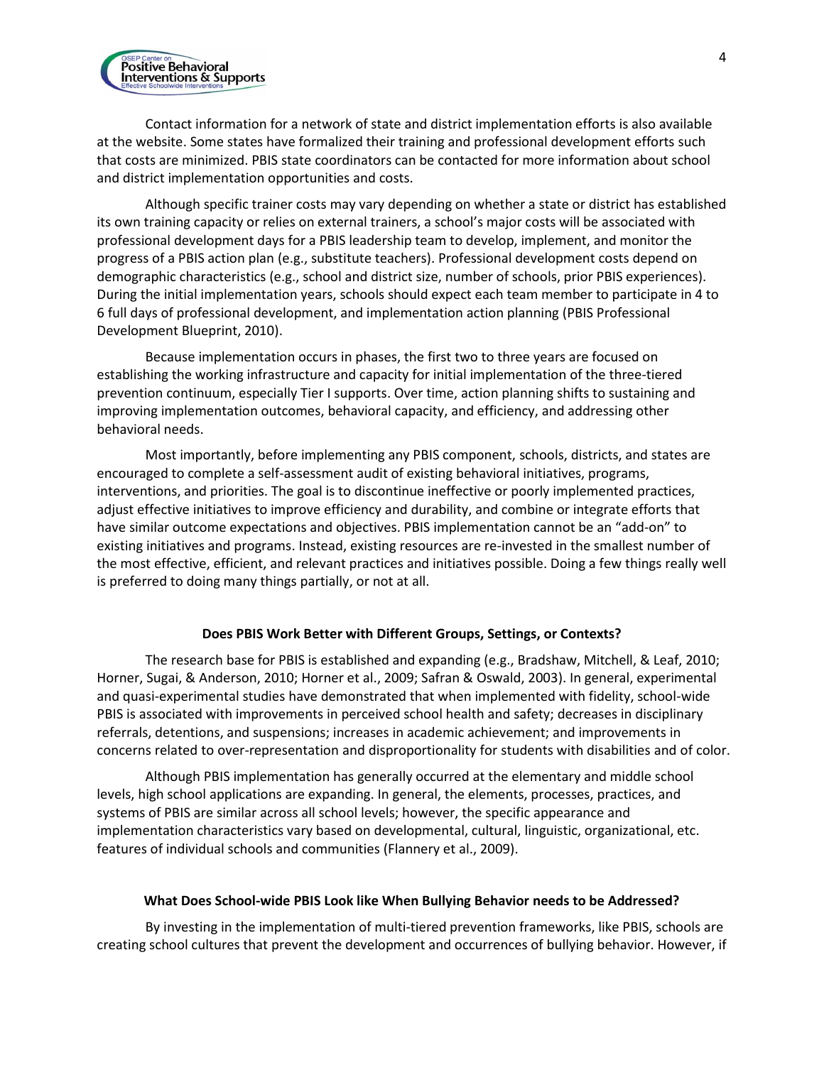Contact information for a network of state and district implementation efforts is also available at the website. Some states have formalized their training and professional development efforts such that costs are minimized. PBIS state coordinators can be contacted for more information about school and district implementation opportunities and costs.

Although specific trainer costs may vary depending on whether a state or district has established its own training capacity or relies on external trainers, a school's major costs will be associated with professional development days for a PBIS leadership team to develop, implement, and monitor the progress of a PBIS action plan (e.g., substitute teachers). Professional development costs depend on demographic characteristics (e.g., school and district size, number of schools, prior PBIS experiences). During the initial implementation years, schools should expect each team member to participate in 4 to 6 full days of professional development, and implementation action planning (PBIS Professional Development Blueprint, 2010).

Because implementation occurs in phases, the first two to three years are focused on establishing the working infrastructure and capacity for initial implementation of the three-tiered prevention continuum, especially Tier I supports. Over time, action planning shifts to sustaining and improving implementation outcomes, behavioral capacity, and efficiency, and addressing other behavioral needs.

Most importantly, before implementing any PBIS component, schools, districts, and states are encouraged to complete a self-assessment audit of existing behavioral initiatives, programs, interventions, and priorities. The goal is to discontinue ineffective or poorly implemented practices, adjust effective initiatives to improve efficiency and durability, and combine or integrate efforts that have similar outcome expectations and objectives. PBIS implementation cannot be an "add-on" to existing initiatives and programs. Instead, existing resources are re-invested in the smallest number of the most effective, efficient, and relevant practices and initiatives possible. Doing a few things really well is preferred to doing many things partially, or not at all.

### Does PBIS Work Better with Different Groups, Settings, or Contexts?

The research base for PBIS is established and expanding (e.g., Bradshaw, Mitchell, & Leaf, 2010; Horner, Sugai, & Anderson, 2010; Horner et al., 2009; Safran & Oswald, 2003). In general, experimental and quasi-experimental studies have demonstrated that when implemented with fidelity, school-wide PBIS is associated with improvements in perceived school health and safety; decreases in disciplinary referrals, detentions, and suspensions; increases in academic achievement; and improvements in concerns related to over-representation and disproportionality for students with disabilities and of color.

Although PBIS implementation has generally occurred at the elementary and middle school levels, high school applications are expanding. In general, the elements, processes, practices, and systems of PBIS are similar across all school levels; however, the specific appearance and implementation characteristics vary based on developmental, cultural, linguistic, organizational, etc. features of individual schools and communities (Flannery et al., 2009).

### What Does School-wide PBIS Look like When Bullying Behavior needs to be Addressed?

By investing in the implementation of multi-tiered prevention frameworks, like PBIS, schools are creating school cultures that prevent the development and occurrences of bullying behavior. However, if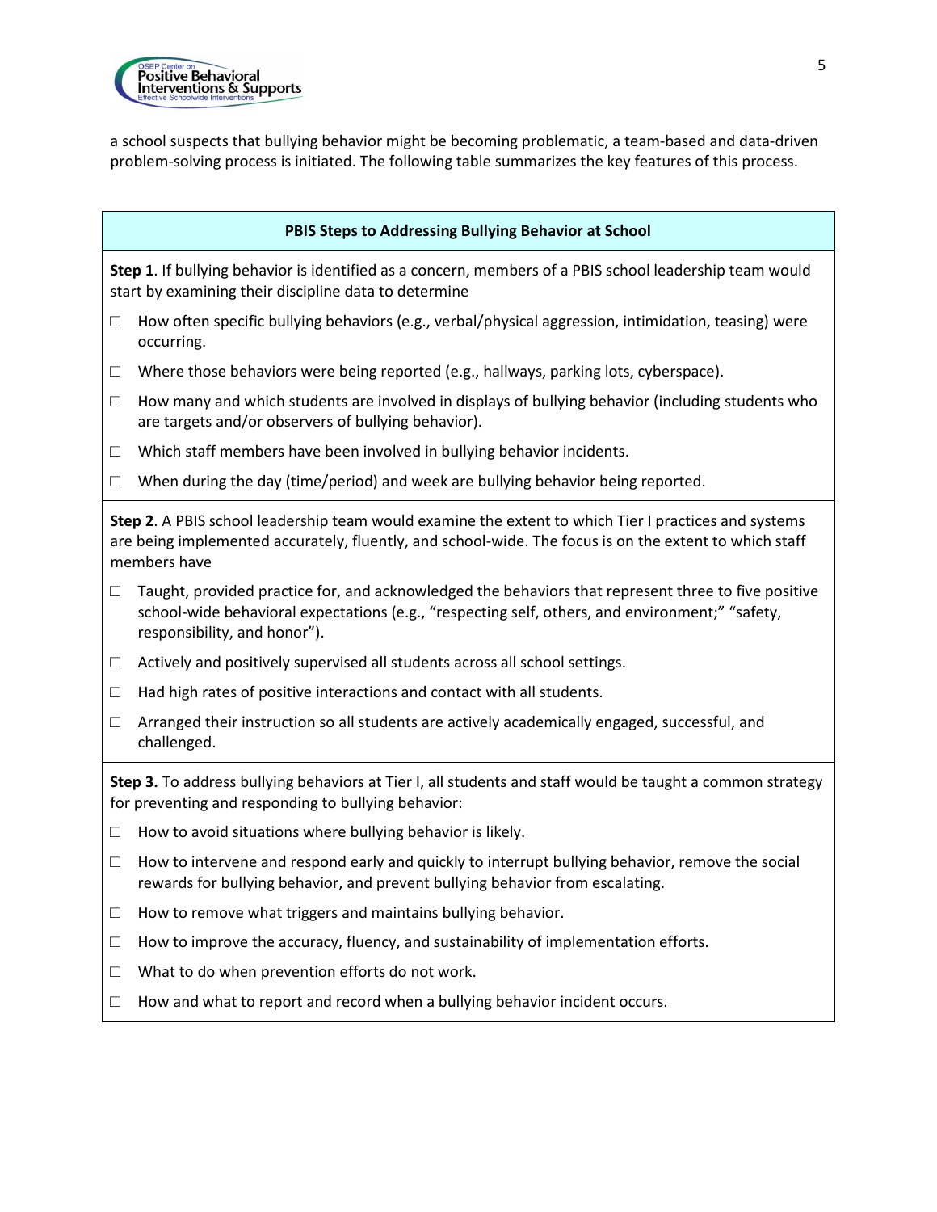a school suspects that bullying behavior might be becoming problematic, a team-based and data-driven problem-solving process is initiated. The following table summarizes the key features of this process.

**PBIS Steps to Addressing Bullying Behavior at School**

**Step 1**. If bullying behavior is identified as a concern, members of a PBIS school leadership team would start by examining their discipline data to determine

- ☐ How often specific bullying behaviors (e.g., verbal/physical aggression, intimidation, teasing) were occurring.
- ☐ Where those behaviors were being reported (e.g., hallways, parking lots, cyberspace).
- ☐ How many and which students are involved in displays of bullying behavior (including students who are targets and/or observers of bullying behavior).
- ☐ Which staff members have been involved in bullying behavior incidents.
- ☐ When during the day (time/period) and week are bullying behavior being reported.

**Step 2**. A PBIS school leadership team would examine the extent to which Tier I practices and systems are being implemented accurately, fluently, and school-wide. The focus is on the extent to which staff members have

- ☐ Taught, provided practice for, and acknowledged the behaviors that represent three to five positive school-wide behavioral expectations (e.g., "respecting self, others, and environment;" "safety, responsibility, and honor").
- ☐ Actively and positively supervised all students across all school settings.
- ☐ Had high rates of positive interactions and contact with all students.
- ☐ Arranged their instruction so all students are actively academically engaged, successful, and challenged.

**Step 3.** To address bullying behaviors at Tier I, all students and staff would be taught a common strategy for preventing and responding to bullying behavior:

- ☐ How to avoid situations where bullying behavior is likely.
- ☐ How to intervene and respond early and quickly to interrupt bullying behavior, remove the social rewards for bullying behavior, and prevent bullying behavior from escalating.
- ☐ How to remove what triggers and maintains bullying behavior.
- ☐ How to improve the accuracy, fluency, and sustainability of implementation efforts.
- ☐ What to do when prevention efforts do not work.
- ☐ How and what to report and record when a bullying behavior incident occurs.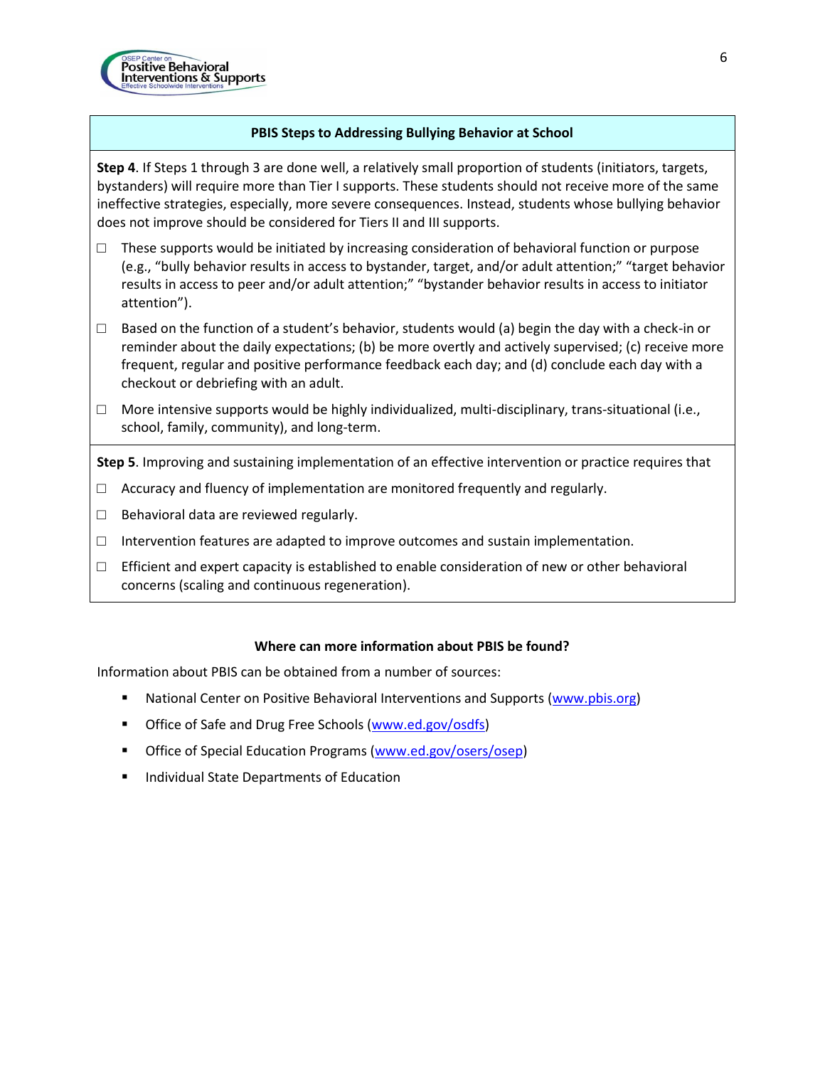**PBIS Steps to Addressing Bullying Behavior at School**

**Step 4**. If Steps 1 through 3 are done well, a relatively small proportion of students (initiators, targets, bystanders) will require more than Tier I supports. These students should not receive more of the same ineffective strategies, especially, more severe consequences. Instead, students whose bullying behavior does not improve should be considered for Tiers II and III supports.

- ☐ These supports would be initiated by increasing consideration of behavioral function or purpose (e.g., "bully behavior results in access to bystander, target, and/or adult attention;" "target behavior results in access to peer and/or adult attention;" "bystander behavior results in access to initiator attention").
- ☐ Based on the function of a student's behavior, students would (a) begin the day with a check-in or reminder about the daily expectations; (b) be more overtly and actively supervised; (c) receive more frequent, regular and positive performance feedback each day; and (d) conclude each day with a checkout or debriefing with an adult.
- ☐ More intensive supports would be highly individualized, multi-disciplinary, trans-situational (i.e., school, family, community), and long-term.

**Step 5**. Improving and sustaining implementation of an effective intervention or practice requires that

- ☐ Accuracy and fluency of implementation are monitored frequently and regularly.
- ☐ Behavioral data are reviewed regularly.
- ☐ Intervention features are adapted to improve outcomes and sustain implementation.
- ☐ Efficient and expert capacity is established to enable consideration of new or other behavioral concerns (scaling and continuous regeneration).

## Where can more information about PBIS be found?

Information about PBIS can be obtained from a number of sources:

- National Center on Positive Behavioral Interventions and Supports (www.pbis.org)
- Office of Safe and Drug Free Schools (www.ed.gov/osdfs)
- Office of Special Education Programs (www.ed.gov/osers/osep)
- Individual State Departments of Education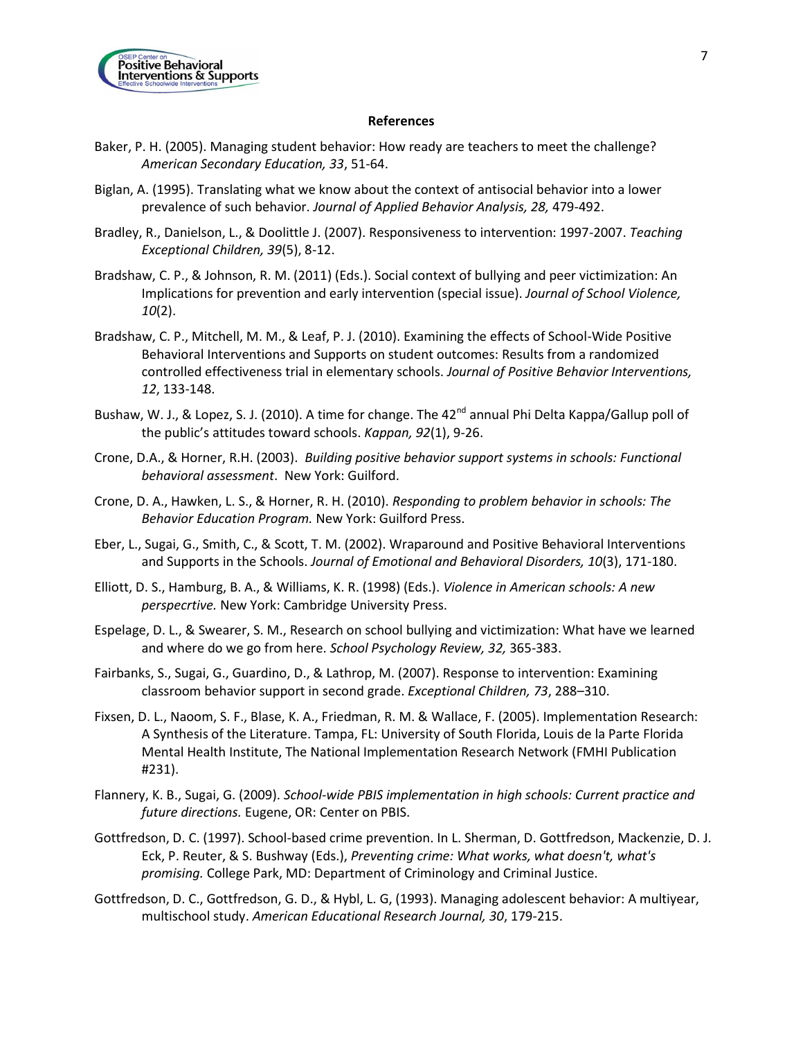**References**

Baker, P. H. (2005). Managing student behavior: How ready are teachers to meet the challenge? *American Secondary Education, 33*, 51-64.

Biglan, A. (1995). Translating what we know about the context of antisocial behavior into a lower prevalence of such behavior. *Journal of Applied Behavior Analysis, 28,* 479-492.

Bradley, R., Danielson, L., & Doolittle J. (2007). Responsiveness to intervention: 1997-2007. *Teaching Exceptional Children, 39*(5), 8-12.

Bradshaw, C. P., & Johnson, R. M. (2011) (Eds.). Social context of bullying and peer victimization: An Implications for prevention and early intervention (special issue). *Journal of School Violence, 10*(2).

Bradshaw, C. P., Mitchell, M. M., & Leaf, P. J. (2010). Examining the effects of School-Wide Positive Behavioral Interventions and Supports on student outcomes: Results from a randomized controlled effectiveness trial in elementary schools. *Journal of Positive Behavior Interventions, 12*, 133-148.

Bushaw, W. J., & Lopez, S. J. (2010). A time for change. The 42nd annual Phi Delta Kappa/Gallup poll of the public's attitudes toward schools. *Kappan, 92*(1), 9-26.

Crone, D.A., & Horner, R.H. (2003). *Building positive behavior support systems in schools: Functional behavioral assessment*. New York: Guilford.

Crone, D. A., Hawken, L. S., & Horner, R. H. (2010). *Responding to problem behavior in schools: The Behavior Education Program.* New York: Guilford Press.

Eber, L., Sugai, G., Smith, C., & Scott, T. M. (2002). Wraparound and Positive Behavioral Interventions and Supports in the Schools. *Journal of Emotional and Behavioral Disorders, 10*(3), 171-180.

Elliott, D. S., Hamburg, B. A., & Williams, K. R. (1998) (Eds.). *Violence in American schools: A new perspecrtive.* New York: Cambridge University Press.

Espelage, D. L., & Swearer, S. M., Research on school bullying and victimization: What have we learned and where do we go from here. *School Psychology Review, 32,* 365-383.

Fairbanks, S., Sugai, G., Guardino, D., & Lathrop, M. (2007). Response to intervention: Examining classroom behavior support in second grade. *Exceptional Children, 73*, 288–310.

Fixsen, D. L., Naoom, S. F., Blase, K. A., Friedman, R. M. & Wallace, F. (2005). Implementation Research: A Synthesis of the Literature. Tampa, FL: University of South Florida, Louis de la Parte Florida Mental Health Institute, The National Implementation Research Network (FMHI Publication #231).

Flannery, K. B., Sugai, G. (2009). *School-wide PBIS implementation in high schools: Current practice and future directions.* Eugene, OR: Center on PBIS.

Gottfredson, D. C. (1997). School-based crime prevention. In L. Sherman, D. Gottfredson, Mackenzie, D. J. Eck, P. Reuter, & S. Bushway (Eds.), *Preventing crime: What works, what doesn't, what's promising.* College Park, MD: Department of Criminology and Criminal Justice.

Gottfredson, D. C., Gottfredson, G. D., & Hybl, L. G, (1993). Managing adolescent behavior: A multiyear, multischool study. *American Educational Research Journal, 30*, 179-215.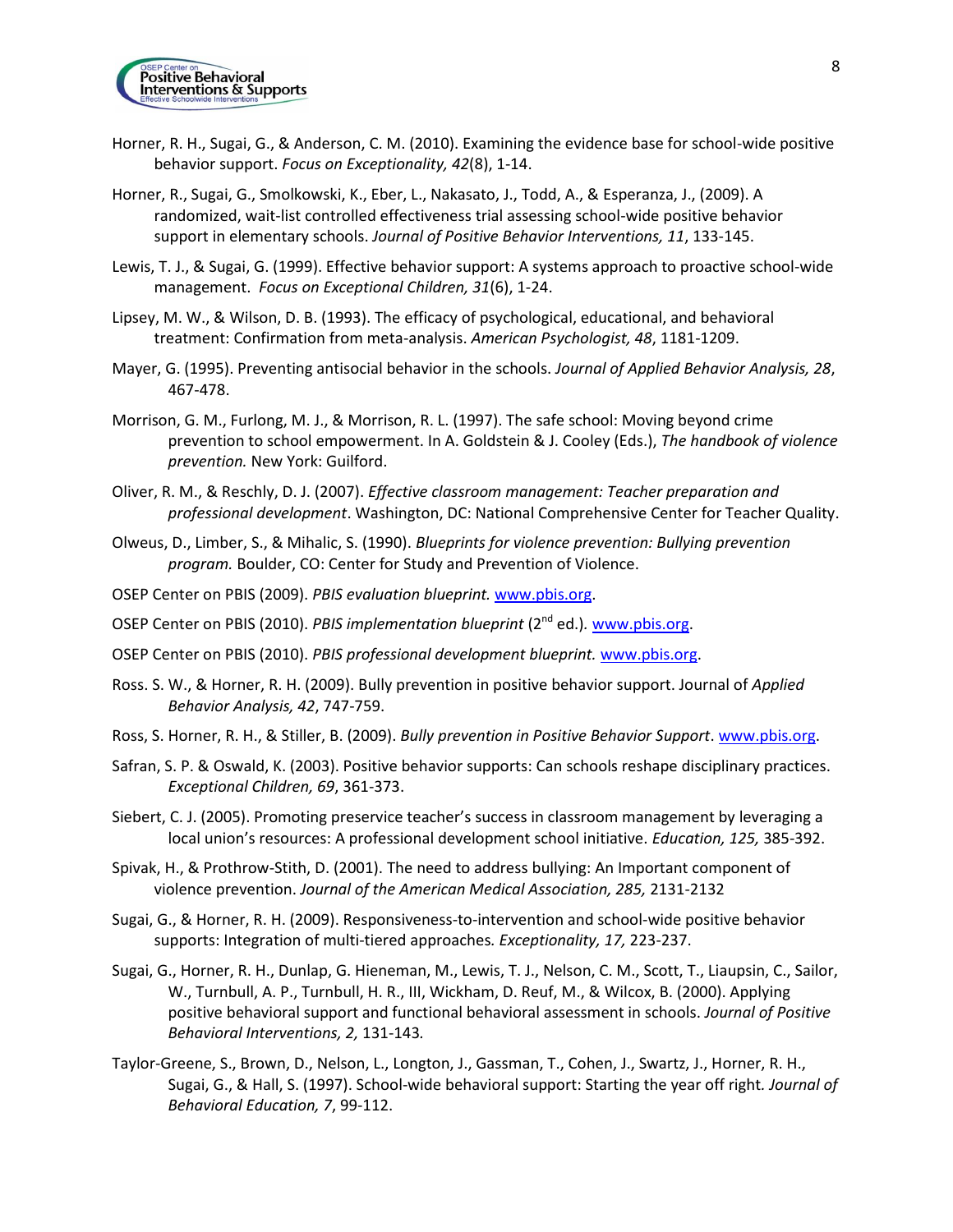Horner, R. H., Sugai, G., & Anderson, C. M. (2010). Examining the evidence base for school-wide positive behavior support. *Focus on Exceptionality, 42*(8), 1-14.

Horner, R., Sugai, G., Smolkowski, K., Eber, L., Nakasato, J., Todd, A., & Esperanza, J., (2009). A randomized, wait-list controlled effectiveness trial assessing school-wide positive behavior support in elementary schools. *Journal of Positive Behavior Interventions, 11*, 133-145.

Lewis, T. J., & Sugai, G. (1999). Effective behavior support: A systems approach to proactive school-wide management. *Focus on Exceptional Children, 31*(6), 1-24.

Lipsey, M. W., & Wilson, D. B. (1993). The efficacy of psychological, educational, and behavioral treatment: Confirmation from meta-analysis. *American Psychologist, 48*, 1181-1209.

Mayer, G. (1995). Preventing antisocial behavior in the schools. *Journal of Applied Behavior Analysis, 28*, 467-478.

Morrison, G. M., Furlong, M. J., & Morrison, R. L. (1997). The safe school: Moving beyond crime prevention to school empowerment. In A. Goldstein & J. Cooley (Eds.), *The handbook of violence prevention.* New York: Guilford.

Oliver, R. M., & Reschly, D. J. (2007). *Effective classroom management: Teacher preparation and professional development*. Washington, DC: National Comprehensive Center for Teacher Quality.

Olweus, D., Limber, S., & Mihalic, S. (1990). *Blueprints for violence prevention: Bullying prevention program.* Boulder, CO: Center for Study and Prevention of Violence.

OSEP Center on PBIS (2009). *PBIS evaluation blueprint.* www.pbis.org.

OSEP Center on PBIS (2010). *PBIS implementation blueprint* (2nd ed.). www.pbis.org.

OSEP Center on PBIS (2010). *PBIS professional development blueprint.* www.pbis.org.

Ross. S. W., & Horner, R. H. (2009). Bully prevention in positive behavior support. Journal of *Applied Behavior Analysis, 42*, 747-759.

Ross, S. Horner, R. H., & Stiller, B. (2009). *Bully prevention in Positive Behavior Support*. www.pbis.org.

Safran, S. P. & Oswald, K. (2003). Positive behavior supports: Can schools reshape disciplinary practices. *Exceptional Children, 69*, 361-373.

Siebert, C. J. (2005). Promoting preservice teacher's success in classroom management by leveraging a local union's resources: A professional development school initiative. *Education, 125,* 385-392.

Spivak, H., & Prothrow-Stith, D. (2001). The need to address bullying: An Important component of violence prevention. *Journal of the American Medical Association, 285,* 2131-2132

Sugai, G., & Horner, R. H. (2009). Responsiveness-to-intervention and school-wide positive behavior supports: Integration of multi-tiered approaches*. Exceptionality, 17,* 223-237.

Sugai, G., Horner, R. H., Dunlap, G. Hieneman, M., Lewis, T. J., Nelson, C. M., Scott, T., Liaupsin, C., Sailor, W., Turnbull, A. P., Turnbull, H. R., III, Wickham, D. Reuf, M., & Wilcox, B. (2000). Applying positive behavioral support and functional behavioral assessment in schools. *Journal of Positive Behavioral Interventions, 2,* 131-143.

Taylor-Greene, S., Brown, D., Nelson, L., Longton, J., Gassman, T., Cohen, J., Swartz, J., Horner, R. H., Sugai, G., & Hall, S. (1997). School-wide behavioral support: Starting the year off right. *Journal of Behavioral Education, 7*, 99-112.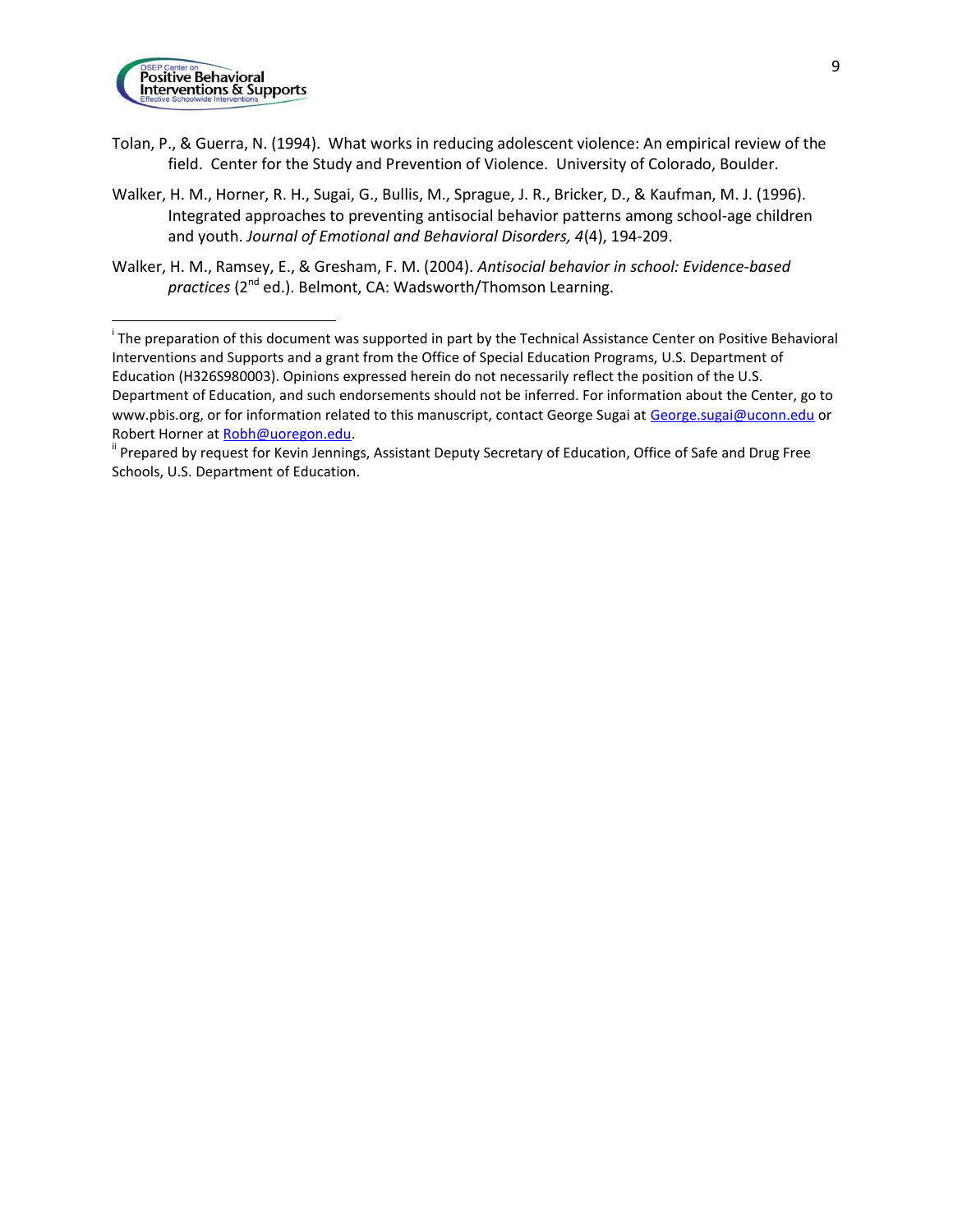Tolan, P., & Guerra, N. (1994). What works in reducing adolescent violence: An empirical review of the field. Center for the Study and Prevention of Violence. University of Colorado, Boulder.

Walker, H. M., Horner, R. H., Sugai, G., Bullis, M., Sprague, J. R., Bricker, D., & Kaufman, M. J. (1996). Integrated approaches to preventing antisocial behavior patterns among school-age children and youth. *Journal of Emotional and Behavioral Disorders, 4*(4), 194-209.

Walker, H. M., Ramsey, E., & Gresham, F. M. (2004). *Antisocial behavior in school: Evidence-based practices* (2nd ed.). Belmont, CA: Wadsworth/Thomson Learning.

---

[i] The preparation of this document was supported in part by the Technical Assistance Center on Positive Behavioral Interventions and Supports and a grant from the Office of Special Education Programs, U.S. Department of Education (H326S980003). Opinions expressed herein do not necessarily reflect the position of the U.S. Department of Education, and such endorsements should not be inferred. For information about the Center, go to www.pbis.org, or for information related to this manuscript, contact George Sugai at George.sugai@uconn.edu or Robert Horner at Robh@uoregon.edu.

[ii] Prepared by request for Kevin Jennings, Assistant Deputy Secretary of Education, Office of Safe and Drug Free Schools, U.S. Department of Education.